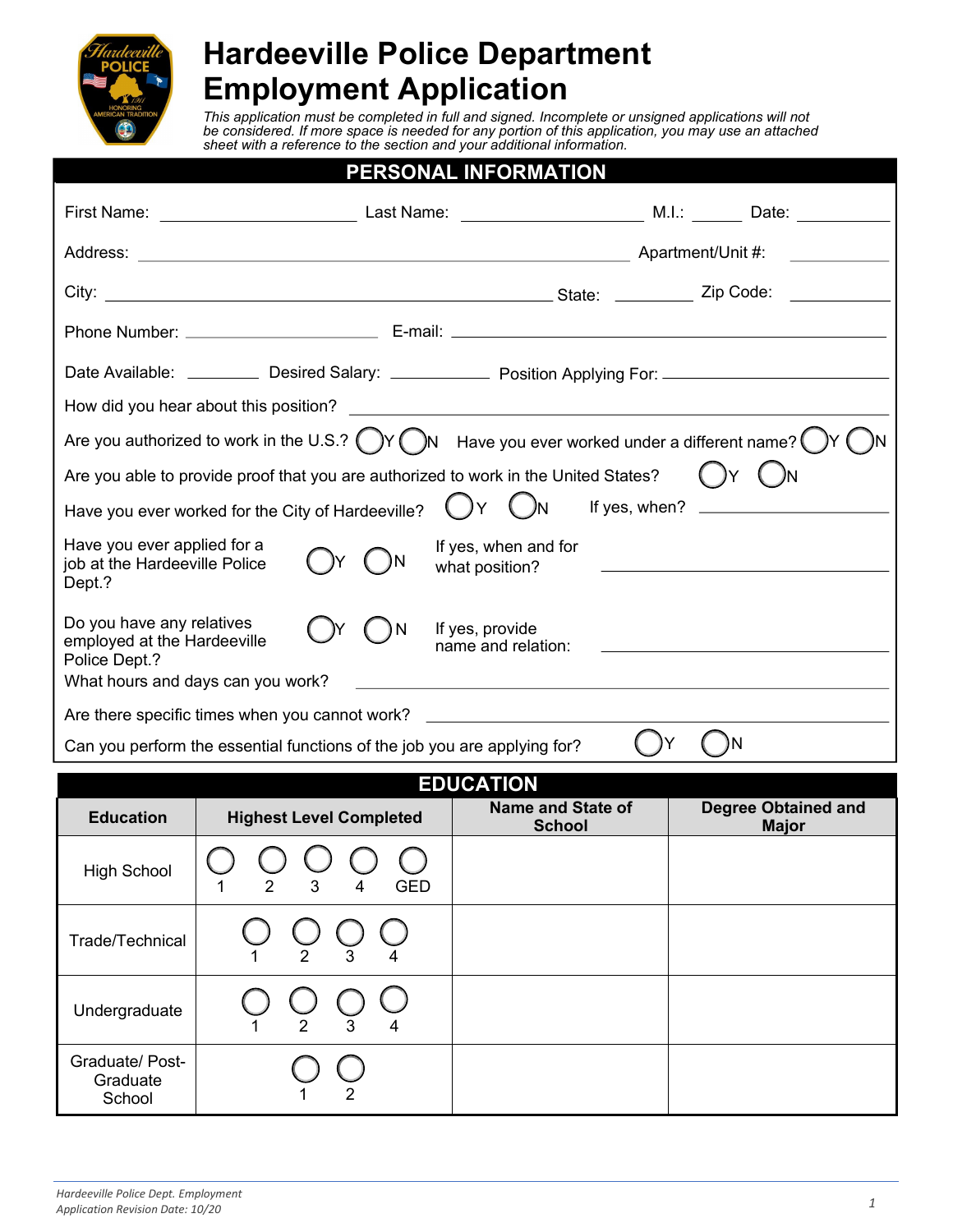# Hardeeville Police Department Employment Application

*This application must be completed in full and signed. Incomplete or unsigned applications will not be considered. If more space is needed for any portion of this application, you may use an attached sheet with a reference to the section and your additional information.*

## PERSONAL INFORMATION

First Name: ____________________ Last Name: ____________________ M.I.: ______ Date: __________

Address: ____________________________________________ Apartment/Unit #: __________

City: ____________________________________________ State: ________ Zip Code: __________

Phone Number: ____________________ E-mail: ____________________________________

Date Available: ________ Desired Salary: __________ Position Applying For: ____________________

How did you hear about this position? ____________________________________________

Are you authorized to work in the U.S.? ◯Y ◯N Have you ever worked under a different name? ◯Y ◯N

Are you able to provide proof that you are authorized to work in the United States? ◯Y ◯N

Have you ever worked for the City of Hardeeville? ◯Y ◯N If yes, when? ____________________

Have you ever applied for a job at the Hardeeville Police Dept.? ◯Y ◯N If yes, when and for what position? ____________________

Do you have any relatives employed at the Hardeeville Police Dept.? ◯Y ◯N If yes, provide name and relation: ____________________

What hours and days can you work? ____________________________________________

Are there specific times when you cannot work? ____________________________________________

Can you perform the essential functions of the job you are applying for? ◯Y ◯N

## EDUCATION

| Education | Highest Level Completed | Name and State of School | Degree Obtained and Major |
|---|---|---|---|
| High School | ◯ 1 ◯ 2 ◯ 3 ◯ 4 ◯ GED | | |
| Trade/Technical | ◯ 1 ◯ 2 ◯ 3 ◯ 4 | | |
| Undergraduate | ◯ 1 ◯ 2 ◯ 3 ◯ 4 | | |
| Graduate/ Post-Graduate School | ◯ 1 ◯ 2 | | |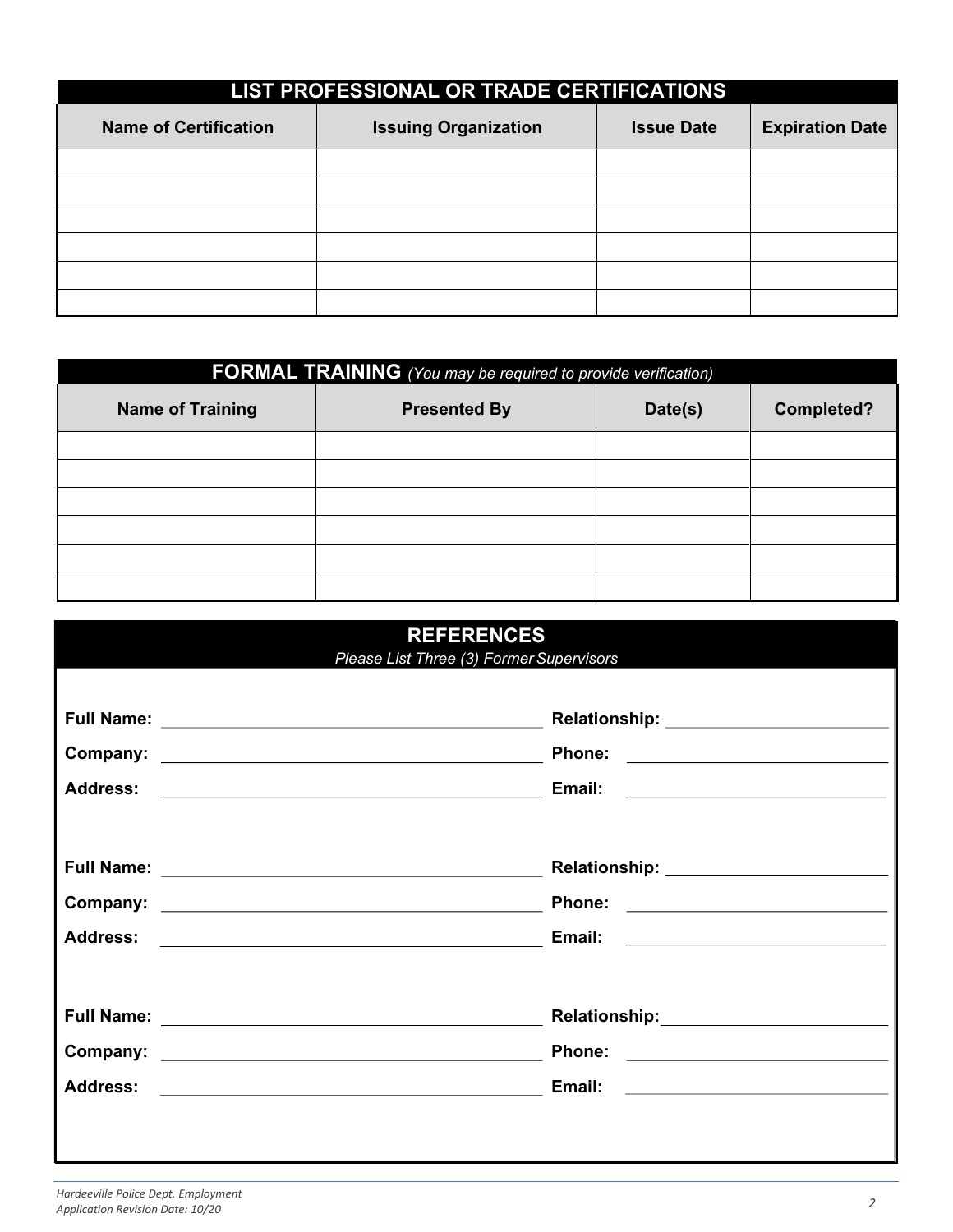## LIST PROFESSIONAL OR TRADE CERTIFICATIONS

| Name of Certification | Issuing Organization | Issue Date | Expiration Date |
|---|---|---|---|
| | | | |
| | | | |
| | | | |
| | | | |
| | | | |
| | | | |

## FORMAL TRAINING *(You may be required to provide verification)*

| Name of Training | Presented By | Date(s) | Completed? |
|---|---|---|---|
| | | | |
| | | | |
| | | | |
| | | | |
| | | | |
| | | | |

## REFERENCES

*Please List Three (3) Former Supervisors*

**Full Name:** ______________________ **Relationship:** ______________________

**Company:** ______________________ **Phone:** ______________________

**Address:** ______________________ **Email:** ______________________

**Full Name:** ______________________ **Relationship:** ______________________

**Company:** ______________________ **Phone:** ______________________

**Address:** ______________________ **Email:** ______________________

**Full Name:** ______________________ **Relationship:** ______________________

**Company:** ______________________ **Phone:** ______________________

**Address:** ______________________ **Email:** ______________________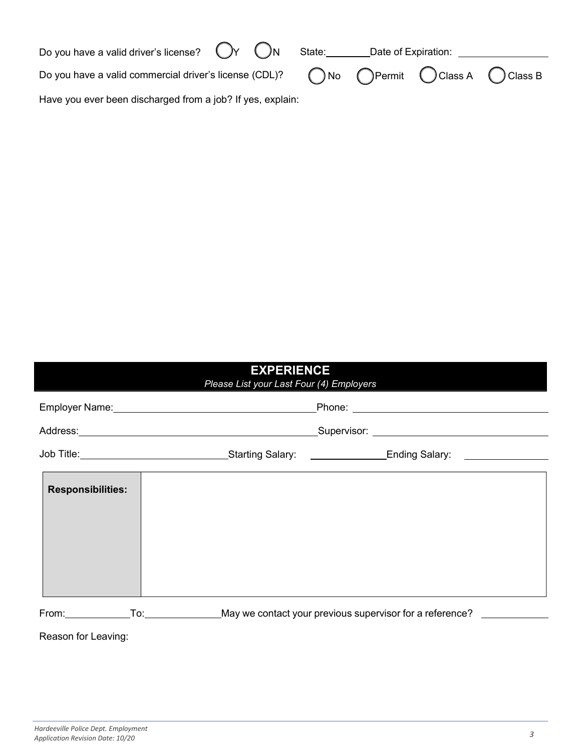Do you have a valid driver's license? ◯ Y ◯ N State:________ Date of Expiration: ________________

Do you have a valid commercial driver's license (CDL)? ◯ No ◯ Permit ◯ Class A ◯ Class B

Have you ever been discharged from a job? If yes, explain:

## EXPERIENCE

*Please List your Last Four (4) Employers*

Employer Name:_____________________________________ Phone: ___________________________________

Address:__________________________________________ Supervisor: _______________________________

Job Title:___________________________ Starting Salary: ______________ Ending Salary: ________________

| **Responsibilities:** | |
|---|---|

From:____________ To:______________ May we contact your previous supervisor for a reference? ____________

Reason for Leaving: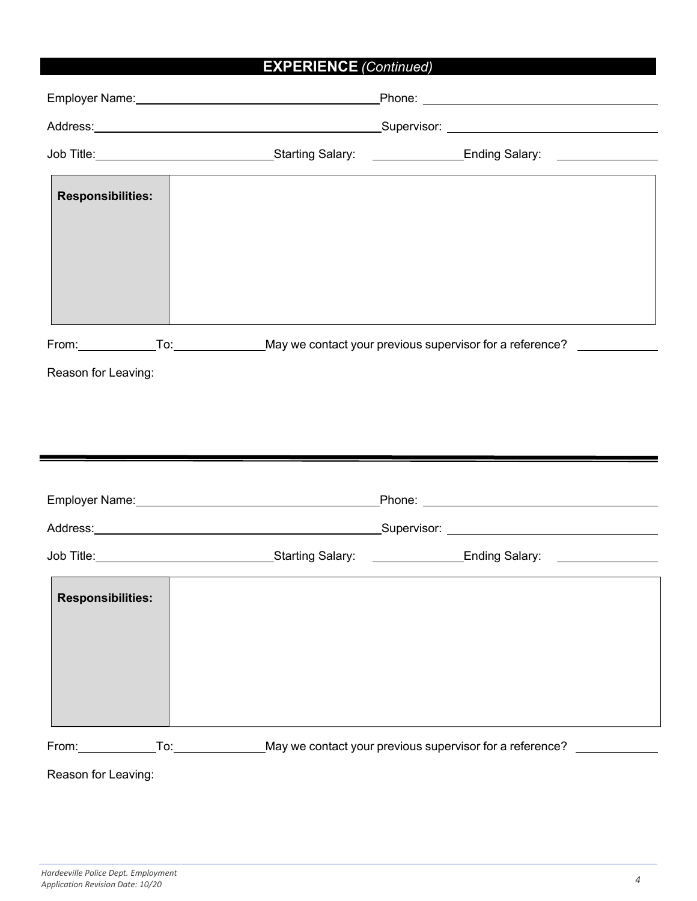## EXPERIENCE *(Continued)*

Employer Name: ______________________ Phone: ______________________

Address: ______________________ Supervisor: ______________________

Job Title: ______________________ Starting Salary: ____________ Ending Salary: ____________

| **Responsibilities:** | |
|---|---|

From: __________ To: __________ May we contact your previous supervisor for a reference? __________

Reason for Leaving:

---

Employer Name: ______________________ Phone: ______________________

Address: ______________________ Supervisor: ______________________

Job Title: ______________________ Starting Salary: ____________ Ending Salary: ____________

| **Responsibilities:** | |
|---|---|

From: __________ To: __________ May we contact your previous supervisor for a reference? __________

Reason for Leaving: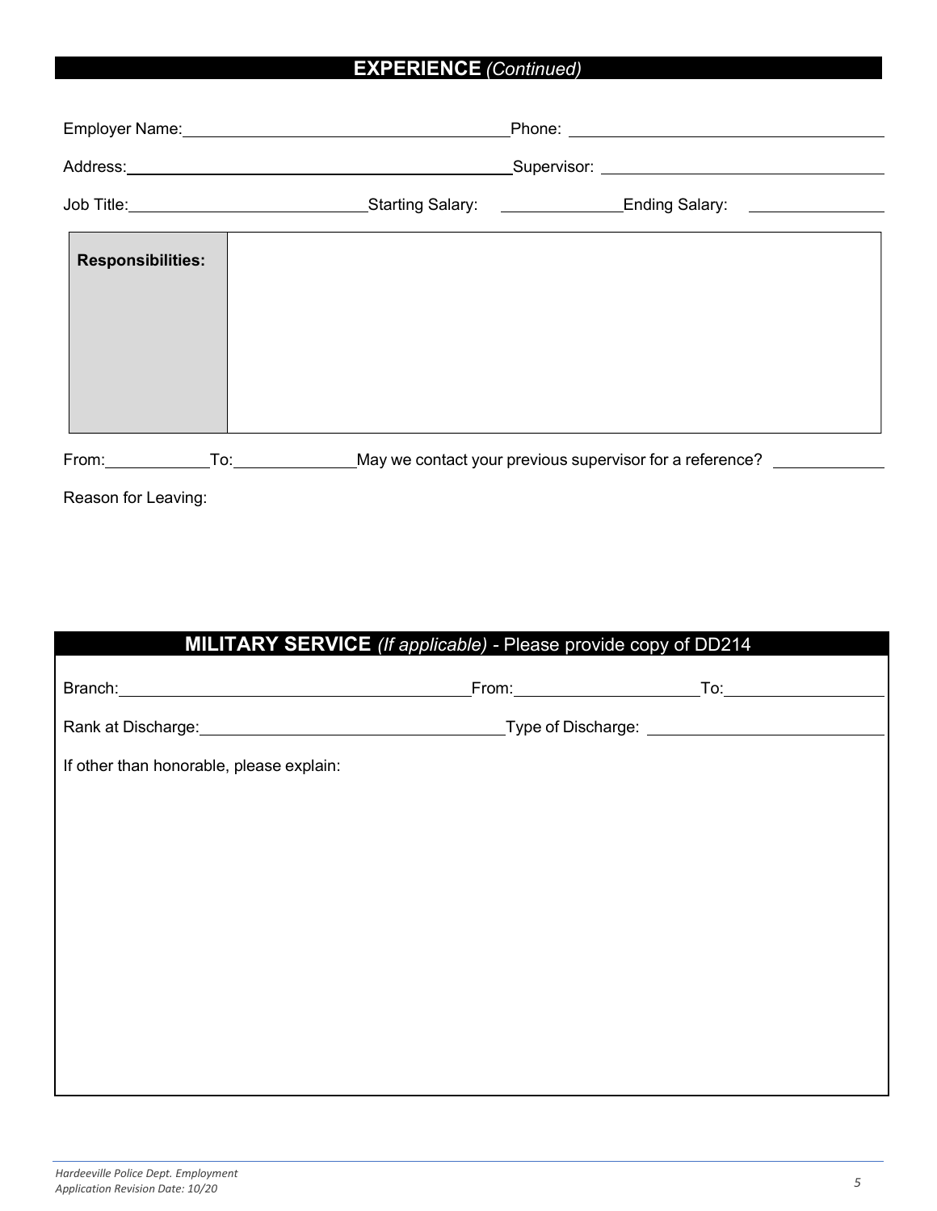## EXPERIENCE *(Continued)*

Employer Name: ______________________ Phone: ______________________

Address: ______________________ Supervisor: ______________________

Job Title: ______________________ Starting Salary: ____________ Ending Salary: ____________

| **Responsibilities:** | |
|---|---|

From: __________ To: __________ May we contact your previous supervisor for a reference? __________

Reason for Leaving:

## MILITARY SERVICE *(If applicable)* - Please provide copy of DD214

Branch: ______________________ From: ______________ To: ______________

Rank at Discharge: ______________________ Type of Discharge: ______________________

If other than honorable, please explain: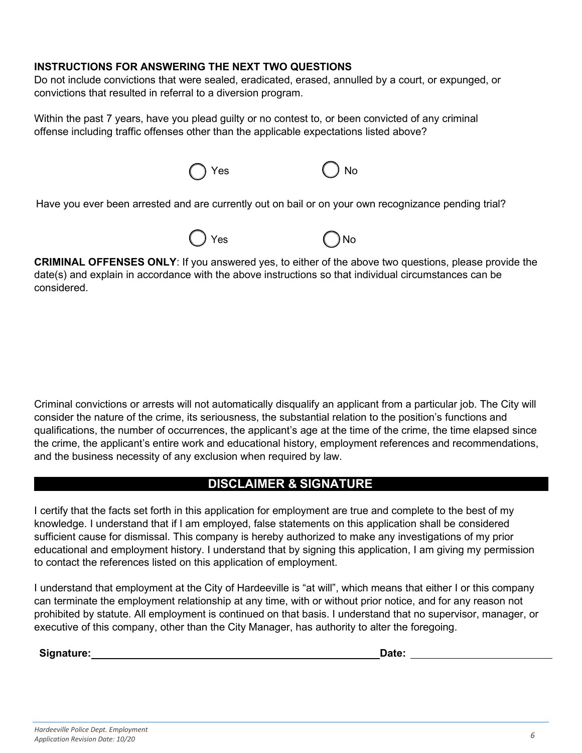**INSTRUCTIONS FOR ANSWERING THE NEXT TWO QUESTIONS**

Do not include convictions that were sealed, eradicated, erased, annulled by a court, or expunged, or convictions that resulted in referral to a diversion program.

Within the past 7 years, have you plead guilty or no contest to, or been convicted of any criminal offense including traffic offenses other than the applicable expectations listed above?

◯ Yes ◯ No

Have you ever been arrested and are currently out on bail or on your own recognizance pending trial?

◯ Yes ◯ No

**CRIMINAL OFFENSES ONLY**: If you answered yes, to either of the above two questions, please provide the date(s) and explain in accordance with the above instructions so that individual circumstances can be considered.

Criminal convictions or arrests will not automatically disqualify an applicant from a particular job. The City will consider the nature of the crime, its seriousness, the substantial relation to the position's functions and qualifications, the number of occurrences, the applicant's age at the time of the crime, the time elapsed since the crime, the applicant's entire work and educational history, employment references and recommendations, and the business necessity of any exclusion when required by law.

## DISCLAIMER & SIGNATURE

I certify that the facts set forth in this application for employment are true and complete to the best of my knowledge. I understand that if I am employed, false statements on this application shall be considered sufficient cause for dismissal. This company is hereby authorized to make any investigations of my prior educational and employment history. I understand that by signing this application, I am giving my permission to contact the references listed on this application of employment.

I understand that employment at the City of Hardeeville is "at will", which means that either I or this company can terminate the employment relationship at any time, with or without prior notice, and for any reason not prohibited by statute. All employment is continued on that basis. I understand that no supervisor, manager, or executive of this company, other than the City Manager, has authority to alter the foregoing.

**Signature:** ______________________________ **Date:** ____________________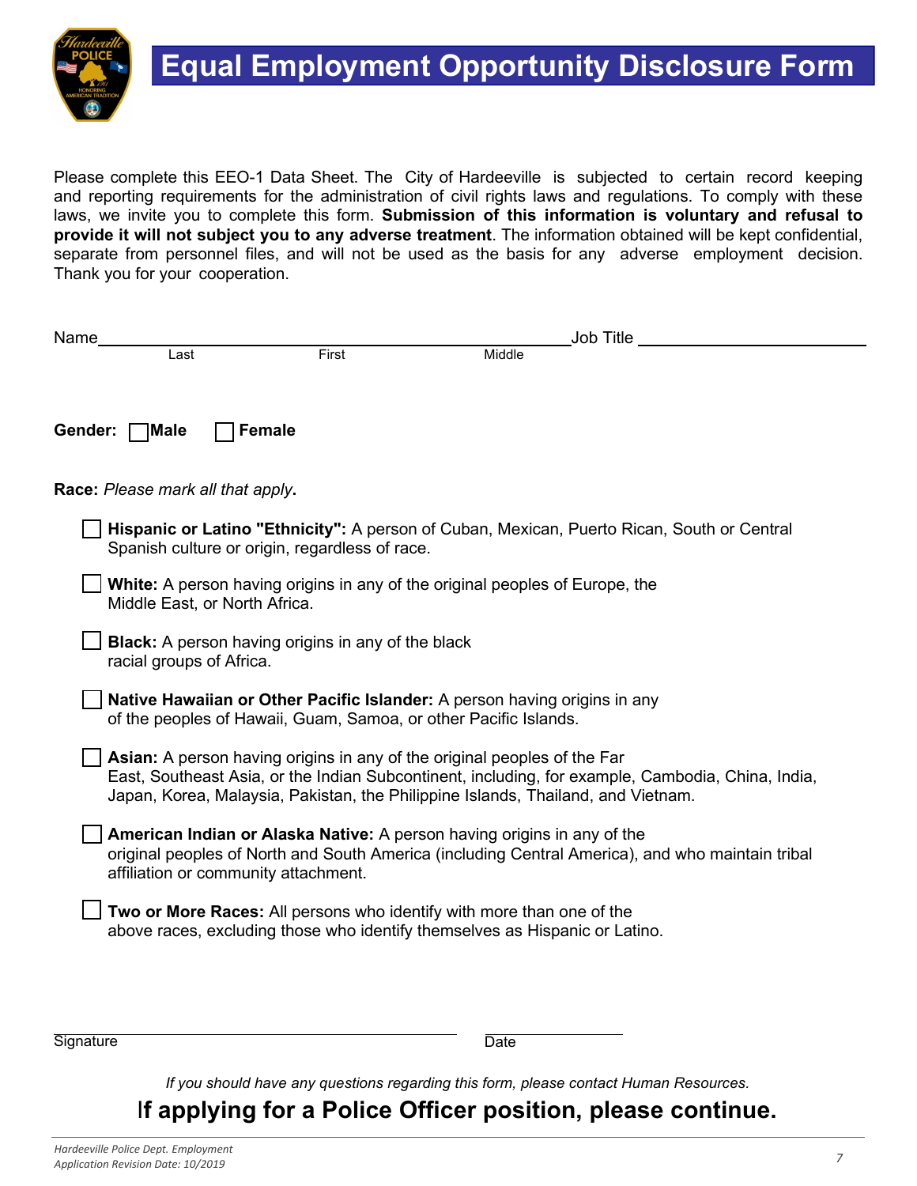# Equal Employment Opportunity Disclosure Form

Please complete this EEO-1 Data Sheet. The City of Hardeeville is subjected to certain record keeping and reporting requirements for the administration of civil rights laws and regulations. To comply with these laws, we invite you to complete this form. **Submission of this information is voluntary and refusal to provide it will not subject you to any adverse treatment**. The information obtained will be kept confidential, separate from personnel files, and will not be used as the basis for any adverse employment decision. Thank you for your cooperation.

Name______________________________________________ Job Title ______________________
Last First Middle

**Gender:** ☐ **Male** ☐ **Female**

**Race:** *Please mark all that apply*.

☐ **Hispanic or Latino "Ethnicity":** A person of Cuban, Mexican, Puerto Rican, South or Central Spanish culture or origin, regardless of race.

☐ **White:** A person having origins in any of the original peoples of Europe, the Middle East, or North Africa.

☐ **Black:** A person having origins in any of the black racial groups of Africa.

☐ **Native Hawaiian or Other Pacific Islander:** A person having origins in any of the peoples of Hawaii, Guam, Samoa, or other Pacific Islands.

☐ **Asian:** A person having origins in any of the original peoples of the Far East, Southeast Asia, or the Indian Subcontinent, including, for example, Cambodia, China, India, Japan, Korea, Malaysia, Pakistan, the Philippine Islands, Thailand, and Vietnam.

☐ **American Indian or Alaska Native:** A person having origins in any of the original peoples of North and South America (including Central America), and who maintain tribal affiliation or community attachment.

☐ **Two or More Races:** All persons who identify with more than one of the above races, excluding those who identify themselves as Hispanic or Latino.

______________________________________ ________________
Signature Date

*If you should have any questions regarding this form, please contact Human Resources.*

## If applying for a Police Officer position, please continue.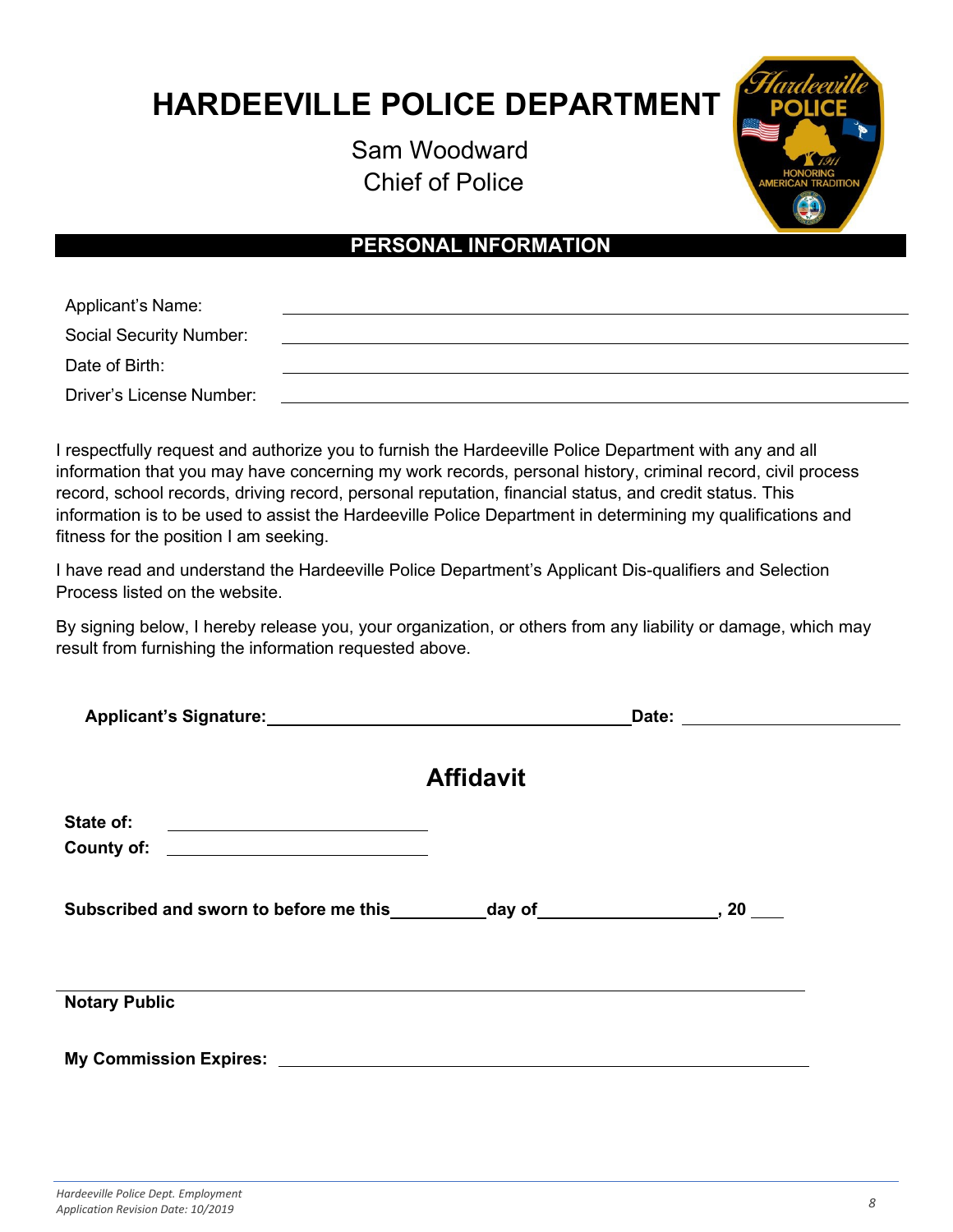# HARDEEVILLE POLICE DEPARTMENT

Sam Woodward
Chief of Police

## PERSONAL INFORMATION

Applicant's Name: ______________________________

Social Security Number: ______________________________

Date of Birth: ______________________________

Driver's License Number: ______________________________

I respectfully request and authorize you to furnish the Hardeeville Police Department with any and all information that you may have concerning my work records, personal history, criminal record, civil process record, school records, driving record, personal reputation, financial status, and credit status. This information is to be used to assist the Hardeeville Police Department in determining my qualifications and fitness for the position I am seeking.

I have read and understand the Hardeeville Police Department's Applicant Dis-qualifiers and Selection Process listed on the website.

By signing below, I hereby release you, your organization, or others from any liability or damage, which may result from furnishing the information requested above.

**Applicant's Signature:** ______________________________ **Date:** ______________

## Affidavit

**State of:** ______________________

**County of:** ______________________

**Subscribed and sworn to before me this** __________ **day of** __________________, **20** ____

______________________________

**Notary Public**

**My Commission Expires:** ______________________________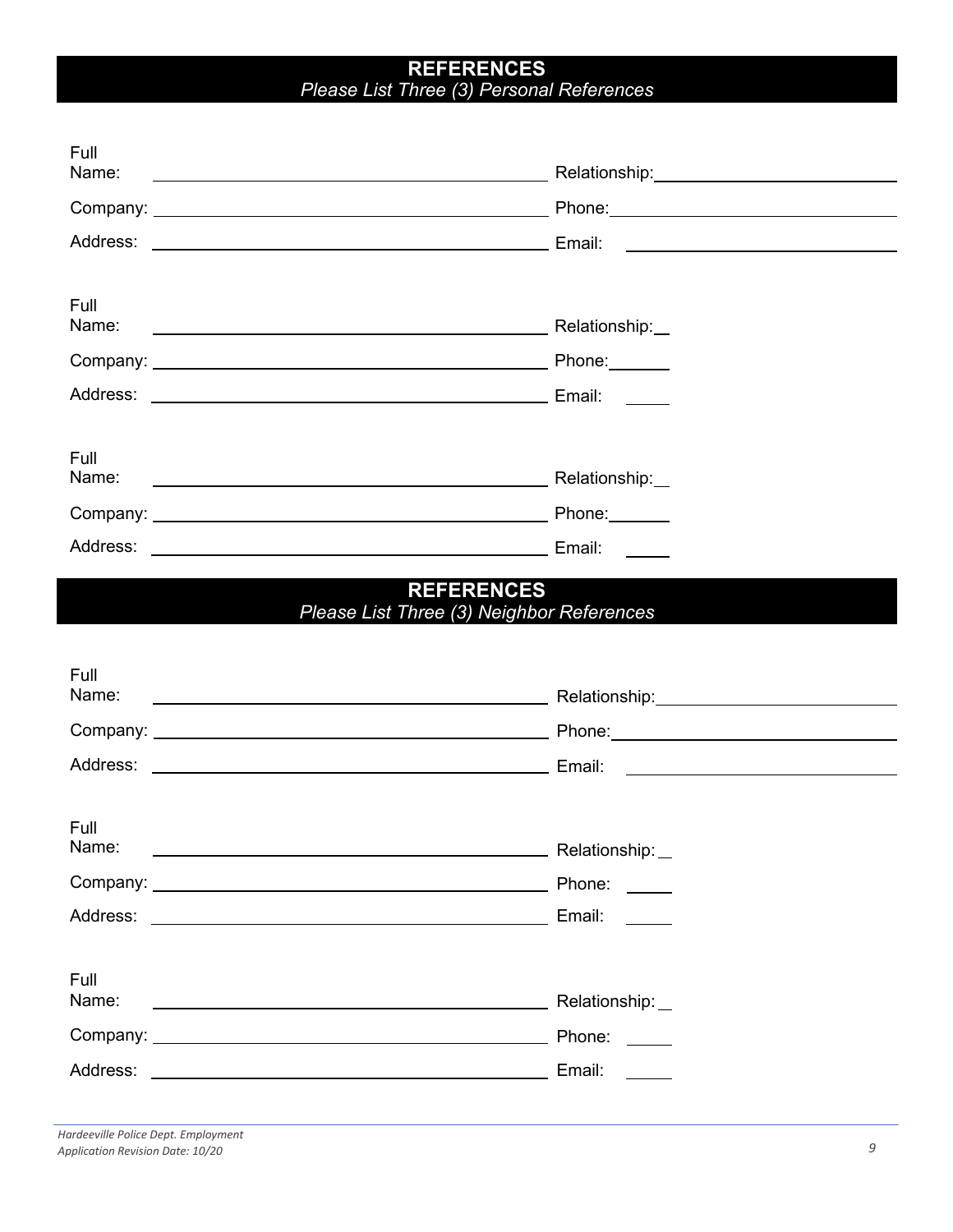## REFERENCES

*Please List Three (3) Personal References*

Full Name: ______________________________ Relationship: ______________________________

Company: ______________________________ Phone: ______________________________

Address: ______________________________ Email: ______________________________

Full Name: ______________________________ Relationship: ______

Company: ______________________________ Phone: ______

Address: ______________________________ Email: ______

Full Name: ______________________________ Relationship: ______

Company: ______________________________ Phone: ______

Address: ______________________________ Email: ______

## REFERENCES

*Please List Three (3) Neighbor References*

Full Name: ______________________________ Relationship: ______________________________

Company: ______________________________ Phone: ______________________________

Address: ______________________________ Email: ______________________________

Full Name: ______________________________ Relationship: ______

Company: ______________________________ Phone: ______

Address: ______________________________ Email: ______

Full Name: ______________________________ Relationship: ______

Company: ______________________________ Phone: ______

Address: ______________________________ Email: ______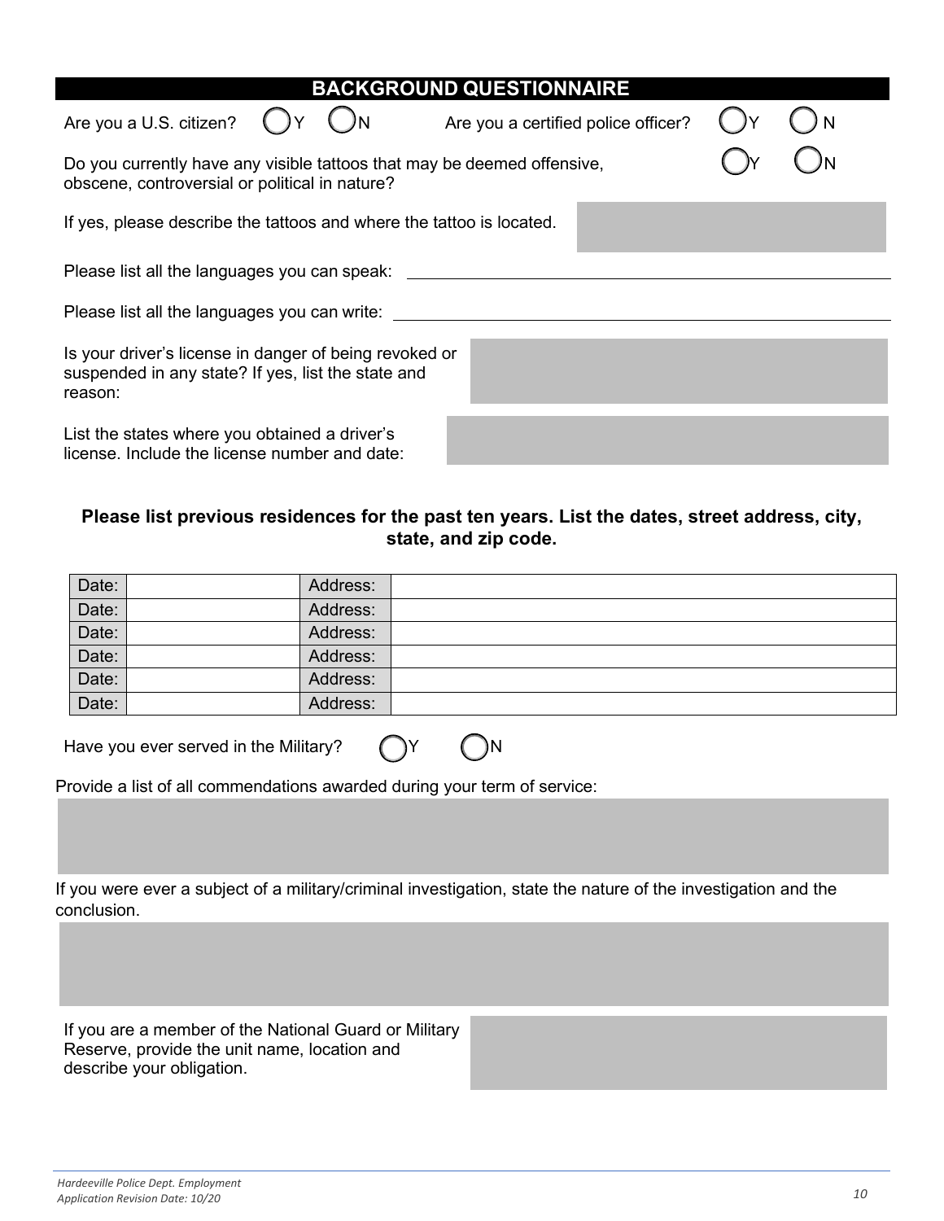## BACKGROUND QUESTIONNAIRE

Are you a U.S. citizen? ◯ Y ◯ N Are you a certified police officer? ◯ Y ◯ N

Do you currently have any visible tattoos that may be deemed offensive, obscene, controversial or political in nature? ◯ Y ◯ N

If yes, please describe the tattoos and where the tattoo is located.

Please list all the languages you can speak: ______________________________

Please list all the languages you can write: ______________________________

Is your driver's license in danger of being revoked or suspended in any state? If yes, list the state and reason:

List the states where you obtained a driver's license. Include the license number and date:

**Please list previous residences for the past ten years. List the dates, street address, city, state, and zip code.**

| Date: | | Address: | |
|---|---|---|---|
| Date: | | Address: | |
| Date: | | Address: | |
| Date: | | Address: | |
| Date: | | Address: | |
| Date: | | Address: | |

Have you ever served in the Military? ◯ Y ◯ N

Provide a list of all commendations awarded during your term of service:

If you were ever a subject of a military/criminal investigation, state the nature of the investigation and the conclusion.

If you are a member of the National Guard or Military Reserve, provide the unit name, location and describe your obligation.

*Hardeeville Police Dept. Employment Application Revision Date: 10/20*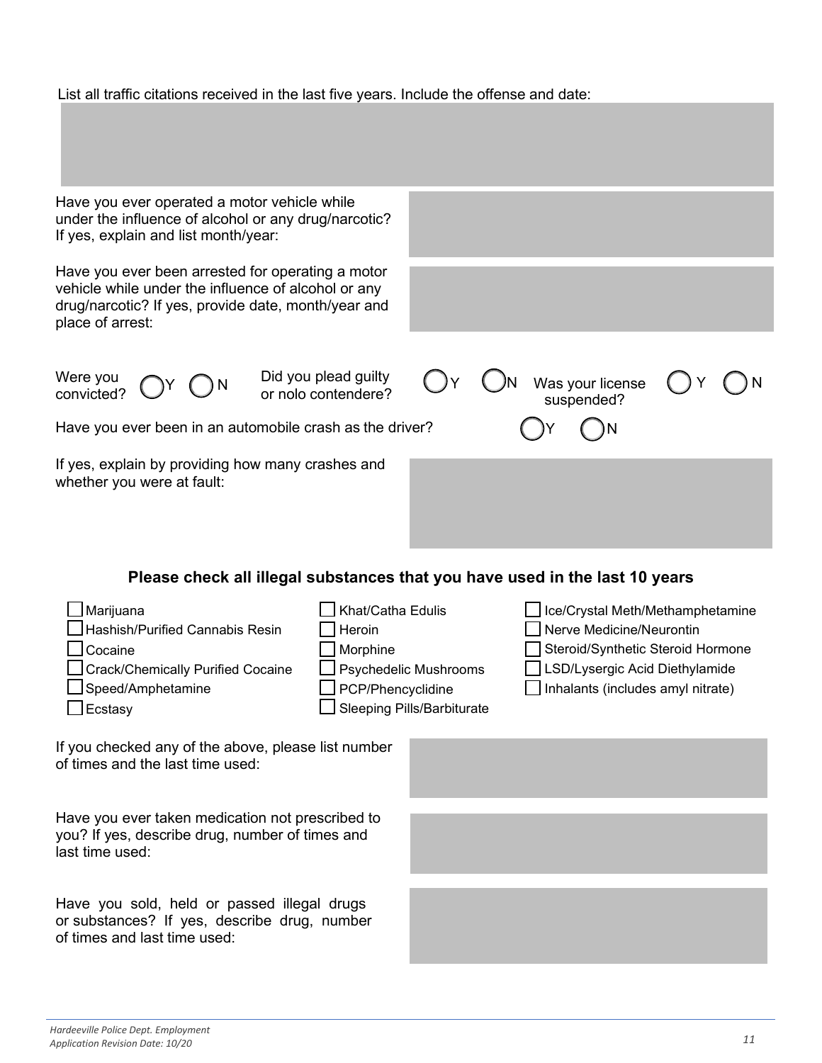List all traffic citations received in the last five years. Include the offense and date:

Have you ever operated a motor vehicle while under the influence of alcohol or any drug/narcotic? If yes, explain and list month/year:

Have you ever been arrested for operating a motor vehicle while under the influence of alcohol or any drug/narcotic? If yes, provide date, month/year and place of arrest:

Were you convicted? ◯ Y ◯ N Did you plead guilty or nolo contendere? ◯ Y ◯ N Was your license suspended? ◯ Y ◯ N

Have you ever been in an automobile crash as the driver? ◯ Y ◯ N

If yes, explain by providing how many crashes and whether you were at fault:

### Please check all illegal substances that you have used in the last 10 years

- ☐ Marijuana
- ☐ Hashish/Purified Cannabis Resin
- ☐ Cocaine
- ☐ Crack/Chemically Purified Cocaine
- ☐ Speed/Amphetamine
- ☐ Ecstasy
- ☐ Khat/Catha Edulis
- ☐ Heroin
- ☐ Morphine
- ☐ Psychedelic Mushrooms
- ☐ PCP/Phencyclidine
- ☐ Sleeping Pills/Barbiturate
- ☐ Ice/Crystal Meth/Methamphetamine
- ☐ Nerve Medicine/Neurontin
- ☐ Steroid/Synthetic Steroid Hormone
- ☐ LSD/Lysergic Acid Diethylamide
- ☐ Inhalants (includes amyl nitrate)

If you checked any of the above, please list number of times and the last time used:

Have you ever taken medication not prescribed to you? If yes, describe drug, number of times and last time used:

Have you sold, held or passed illegal drugs or substances? If yes, describe drug, number of times and last time used:

*Hardeeville Police Dept. Employment Application Revision Date: 10/20*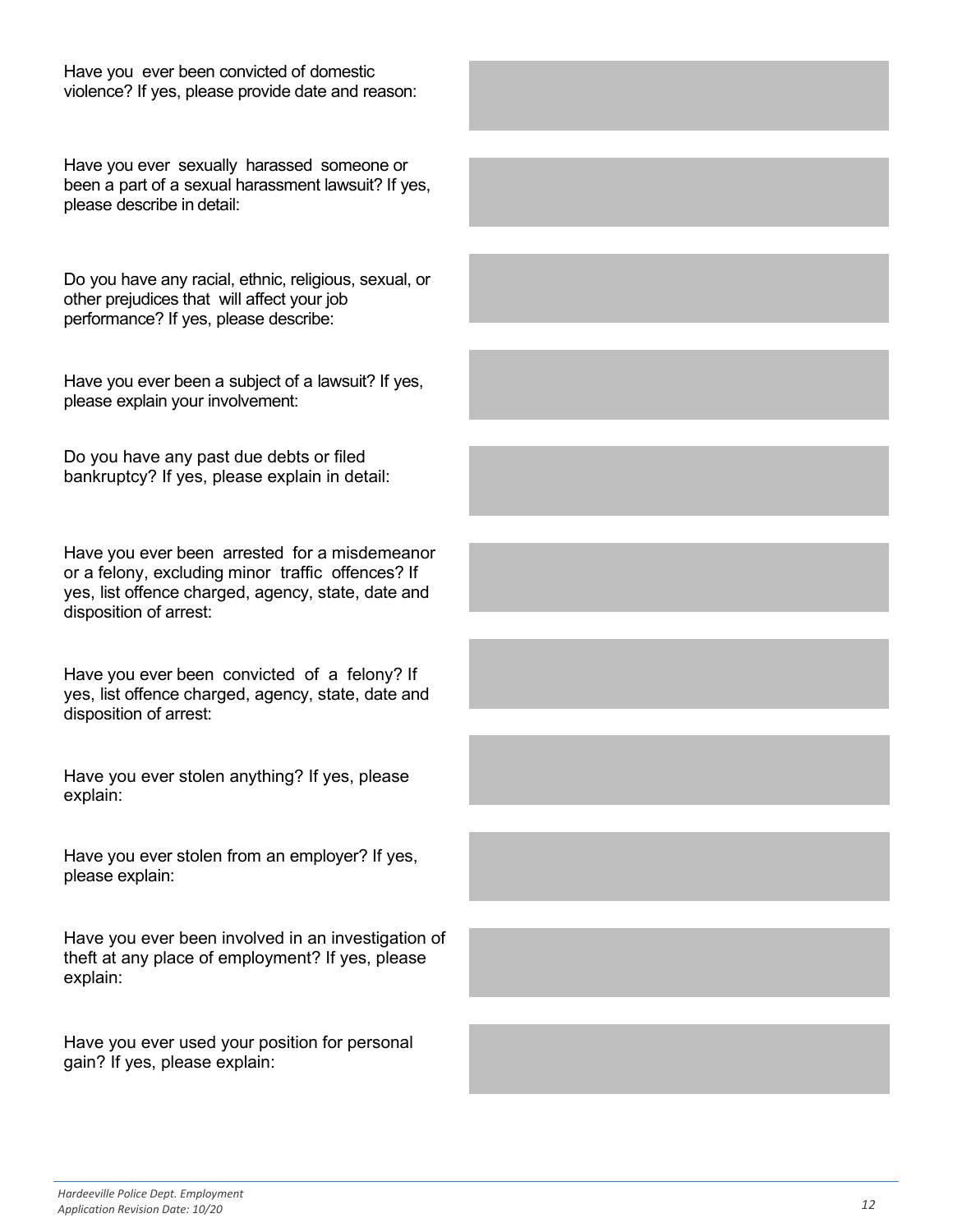Have you ever been convicted of domestic violence? If yes, please provide date and reason:

Have you ever sexually harassed someone or been a part of a sexual harassment lawsuit? If yes, please describe in detail:

Do you have any racial, ethnic, religious, sexual, or other prejudices that will affect your job performance? If yes, please describe:

Have you ever been a subject of a lawsuit? If yes, please explain your involvement:

Do you have any past due debts or filed bankruptcy? If yes, please explain in detail:

Have you ever been arrested for a misdemeanor or a felony, excluding minor traffic offences? If yes, list offence charged, agency, state, date and disposition of arrest:

Have you ever been convicted of a felony? If yes, list offence charged, agency, state, date and disposition of arrest:

Have you ever stolen anything? If yes, please explain:

Have you ever stolen from an employer? If yes, please explain:

Have you ever been involved in an investigation of theft at any place of employment? If yes, please explain:

Have you ever used your position for personal gain? If yes, please explain: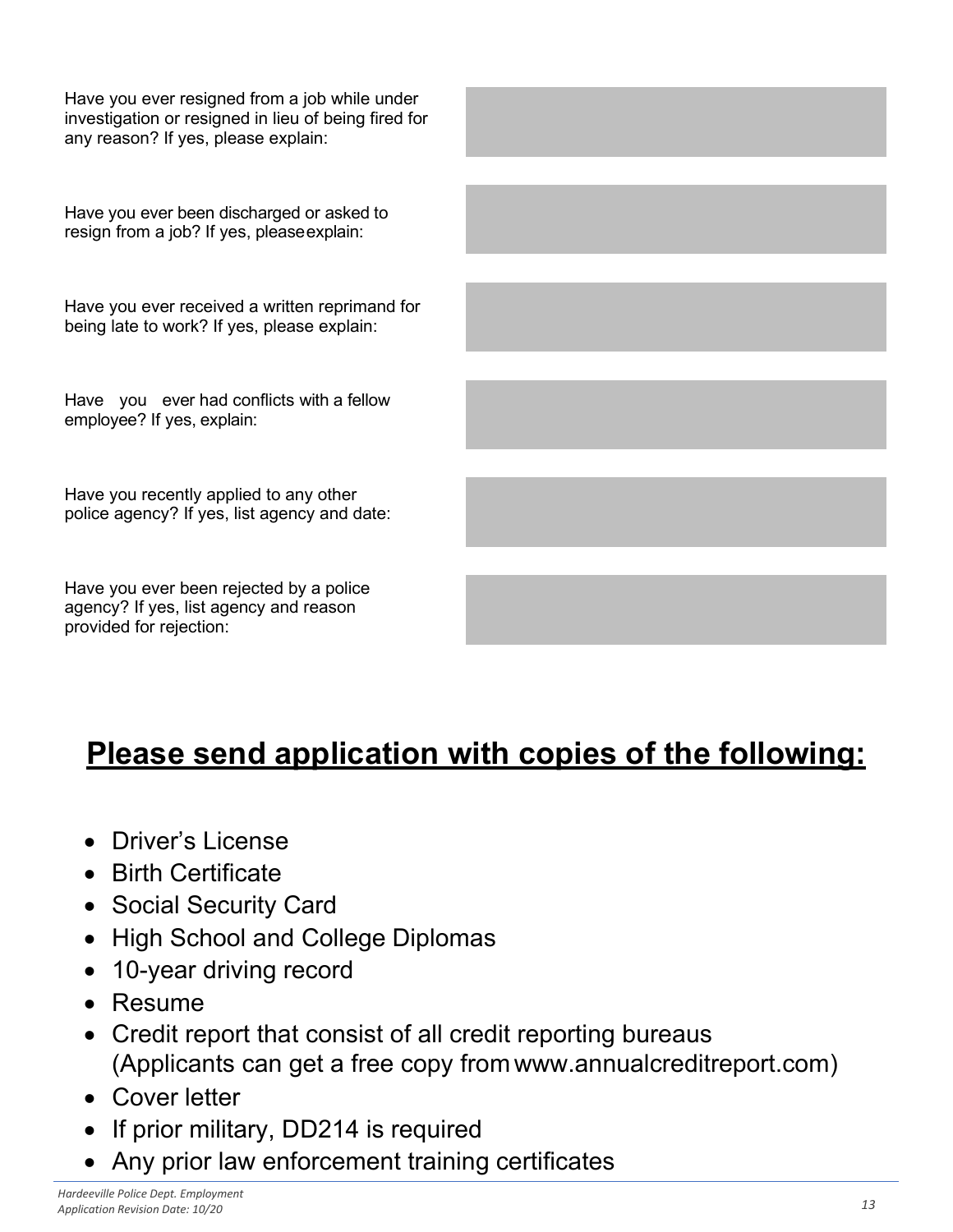Have you ever resigned from a job while under investigation or resigned in lieu of being fired for any reason? If yes, please explain:

Have you ever been discharged or asked to resign from a job? If yes, please explain:

Have you ever received a written reprimand for being late to work? If yes, please explain:

Have you ever had conflicts with a fellow employee? If yes, explain:

Have you recently applied to any other police agency? If yes, list agency and date:

Have you ever been rejected by a police agency? If yes, list agency and reason provided for rejection:

## **<u>Please send application with copies of the following:</u>**

- Driver's License
- Birth Certificate
- Social Security Card
- High School and College Diplomas
- 10-year driving record
- Resume
- Credit report that consist of all credit reporting bureaus (Applicants can get a free copy from www.annualcreditreport.com)
- Cover letter
- If prior military, DD214 is required
- Any prior law enforcement training certificates